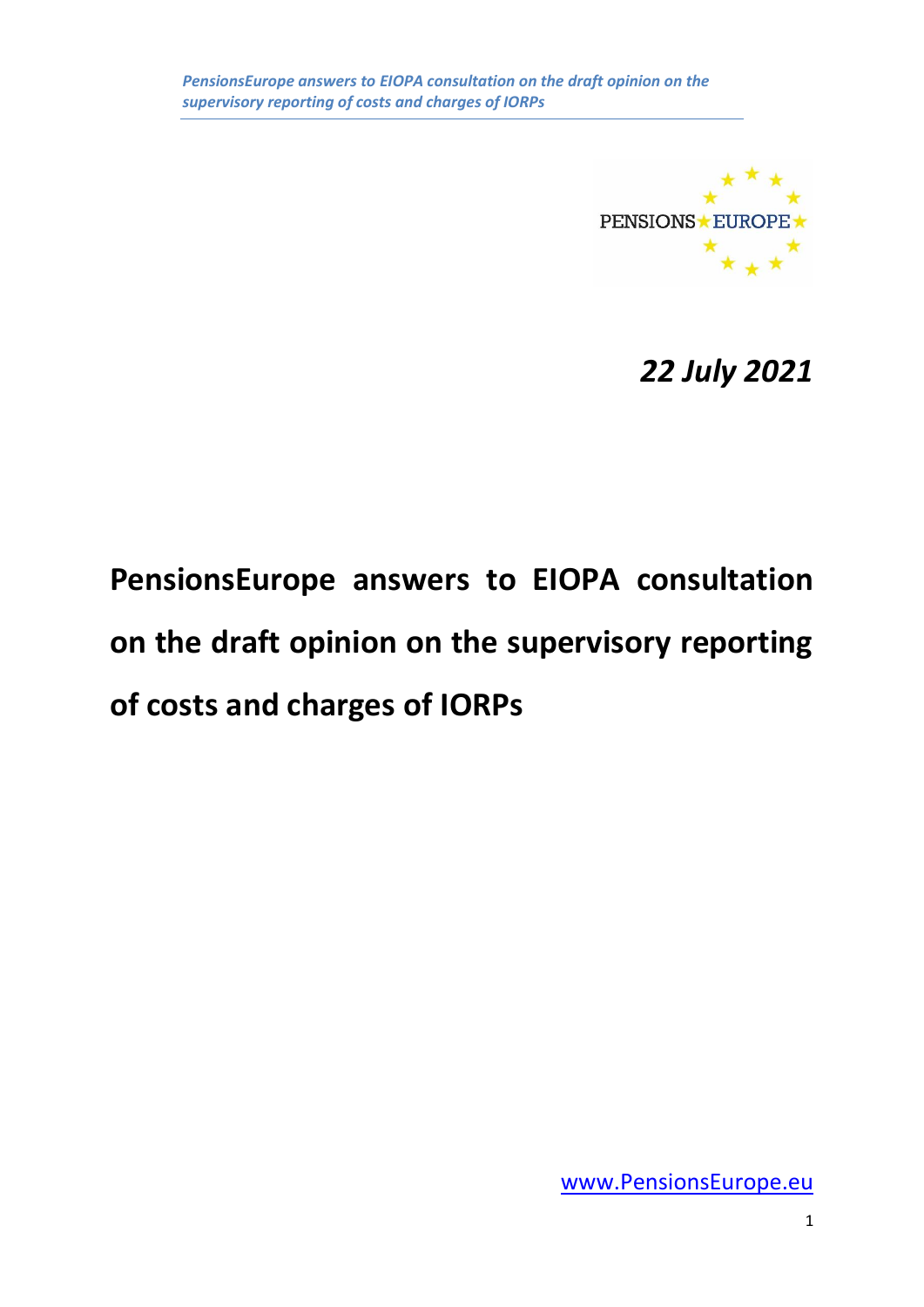*22 July 2021*

# PensionsEurope answers to EIOPA consultation on the draft opinion on the supervisory reporting of costs and charges of IORPs

www.PensionsEurope.eu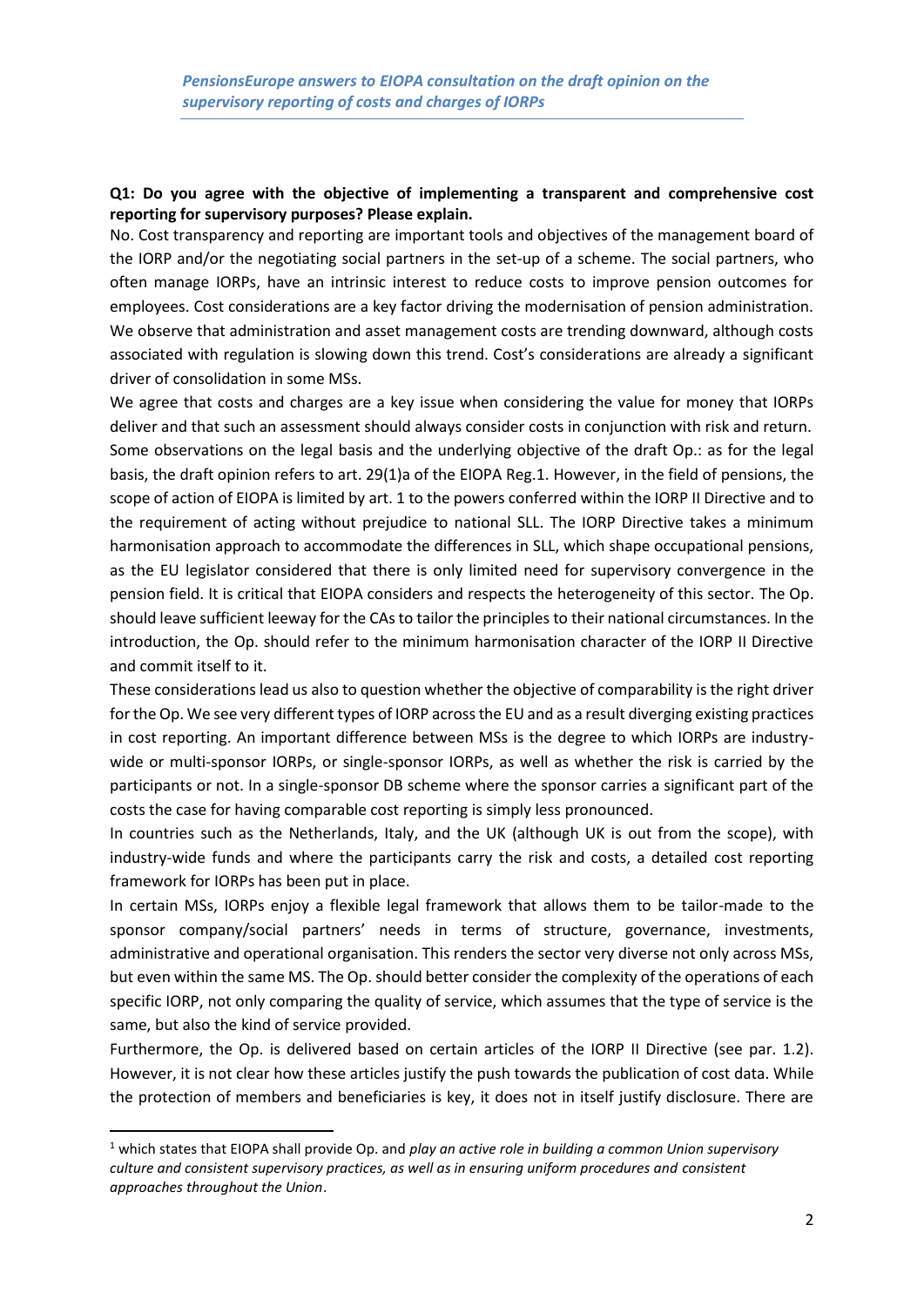*PensionsEurope answers to EIOPA consultation on the draft opinion on the supervisory reporting of costs and charges of IORPs*

**Q1: Do you agree with the objective of implementing a transparent and comprehensive cost reporting for supervisory purposes? Please explain.**

No. Cost transparency and reporting are important tools and objectives of the management board of the IORP and/or the negotiating social partners in the set-up of a scheme. The social partners, who often manage IORPs, have an intrinsic interest to reduce costs to improve pension outcomes for employees. Cost considerations are a key factor driving the modernisation of pension administration. We observe that administration and asset management costs are trending downward, although costs associated with regulation is slowing down this trend. Cost's considerations are already a significant driver of consolidation in some MSs.

We agree that costs and charges are a key issue when considering the value for money that IORPs deliver and that such an assessment should always consider costs in conjunction with risk and return. Some observations on the legal basis and the underlying objective of the draft Op.: as for the legal basis, the draft opinion refers to art. 29(1)a of the EIOPA Reg.[1]. However, in the field of pensions, the scope of action of EIOPA is limited by art. 1 to the powers conferred within the IORP II Directive and to the requirement of acting without prejudice to national SLL. The IORP Directive takes a minimum harmonisation approach to accommodate the differences in SLL, which shape occupational pensions, as the EU legislator considered that there is only limited need for supervisory convergence in the pension field. It is critical that EIOPA considers and respects the heterogeneity of this sector. The Op. should leave sufficient leeway for the CAs to tailor the principles to their national circumstances. In the introduction, the Op. should refer to the minimum harmonisation character of the IORP II Directive and commit itself to it.

These considerations lead us also to question whether the objective of comparability is the right driver for the Op. We see very different types of IORP across the EU and as a result diverging existing practices in cost reporting. An important difference between MSs is the degree to which IORPs are industry-wide or multi-sponsor IORPs, or single-sponsor IORPs, as well as whether the risk is carried by the participants or not. In a single-sponsor DB scheme where the sponsor carries a significant part of the costs the case for having comparable cost reporting is simply less pronounced.

In countries such as the Netherlands, Italy, and the UK (although UK is out from the scope), with industry-wide funds and where the participants carry the risk and costs, a detailed cost reporting framework for IORPs has been put in place.

In certain MSs, IORPs enjoy a flexible legal framework that allows them to be tailor-made to the sponsor company/social partners' needs in terms of structure, governance, investments, administrative and operational organisation. This renders the sector very diverse not only across MSs, but even within the same MS. The Op. should better consider the complexity of the operations of each specific IORP, not only comparing the quality of service, which assumes that the type of service is the same, but also the kind of service provided.

Furthermore, the Op. is delivered based on certain articles of the IORP II Directive (see par. 1.2). However, it is not clear how these articles justify the push towards the publication of cost data. While the protection of members and beneficiaries is key, it does not in itself justify disclosure. There are

[1] which states that EIOPA shall provide Op. and *play an active role in building a common Union supervisory culture and consistent supervisory practices, as well as in ensuring uniform procedures and consistent approaches throughout the Union*.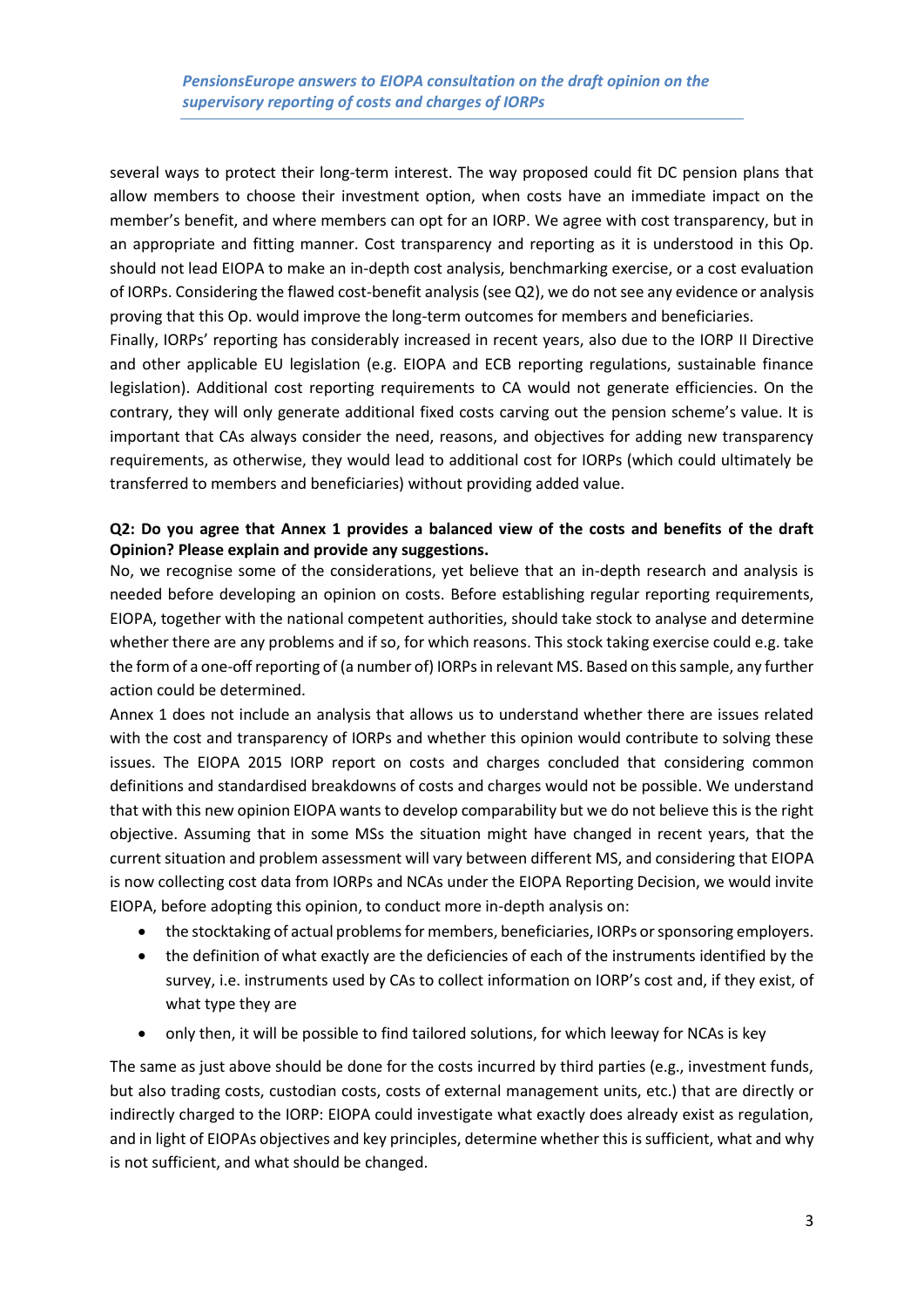several ways to protect their long-term interest. The way proposed could fit DC pension plans that allow members to choose their investment option, when costs have an immediate impact on the member's benefit, and where members can opt for an IORP. We agree with cost transparency, but in an appropriate and fitting manner. Cost transparency and reporting as it is understood in this Op. should not lead EIOPA to make an in-depth cost analysis, benchmarking exercise, or a cost evaluation of IORPs. Considering the flawed cost-benefit analysis (see Q2), we do not see any evidence or analysis proving that this Op. would improve the long-term outcomes for members and beneficiaries.

Finally, IORPs' reporting has considerably increased in recent years, also due to the IORP II Directive and other applicable EU legislation (e.g. EIOPA and ECB reporting regulations, sustainable finance legislation). Additional cost reporting requirements to CA would not generate efficiencies. On the contrary, they will only generate additional fixed costs carving out the pension scheme's value. It is important that CAs always consider the need, reasons, and objectives for adding new transparency requirements, as otherwise, they would lead to additional cost for IORPs (which could ultimately be transferred to members and beneficiaries) without providing added value.

**Q2: Do you agree that Annex 1 provides a balanced view of the costs and benefits of the draft Opinion? Please explain and provide any suggestions.**

No, we recognise some of the considerations, yet believe that an in-depth research and analysis is needed before developing an opinion on costs. Before establishing regular reporting requirements, EIOPA, together with the national competent authorities, should take stock to analyse and determine whether there are any problems and if so, for which reasons. This stock taking exercise could e.g. take the form of a one-off reporting of (a number of) IORPs in relevant MS. Based on this sample, any further action could be determined.

Annex 1 does not include an analysis that allows us to understand whether there are issues related with the cost and transparency of IORPs and whether this opinion would contribute to solving these issues. The EIOPA 2015 IORP report on costs and charges concluded that considering common definitions and standardised breakdowns of costs and charges would not be possible. We understand that with this new opinion EIOPA wants to develop comparability but we do not believe this is the right objective. Assuming that in some MSs the situation might have changed in recent years, that the current situation and problem assessment will vary between different MS, and considering that EIOPA is now collecting cost data from IORPs and NCAs under the EIOPA Reporting Decision, we would invite EIOPA, before adopting this opinion, to conduct more in-depth analysis on:

- the stocktaking of actual problems for members, beneficiaries, IORPs or sponsoring employers.
- the definition of what exactly are the deficiencies of each of the instruments identified by the survey, i.e. instruments used by CAs to collect information on IORP's cost and, if they exist, of what type they are
- only then, it will be possible to find tailored solutions, for which leeway for NCAs is key

The same as just above should be done for the costs incurred by third parties (e.g., investment funds, but also trading costs, custodian costs, costs of external management units, etc.) that are directly or indirectly charged to the IORP: EIOPA could investigate what exactly does already exist as regulation, and in light of EIOPAs objectives and key principles, determine whether this is sufficient, what and why is not sufficient, and what should be changed.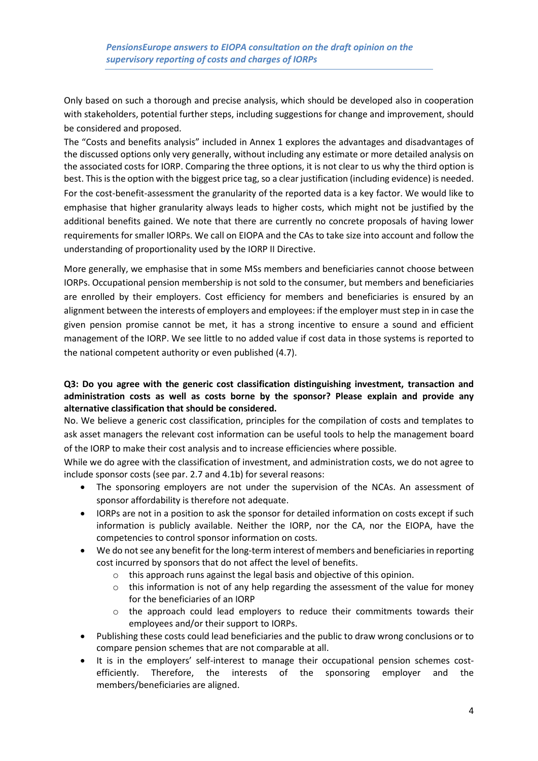Only based on such a thorough and precise analysis, which should be developed also in cooperation with stakeholders, potential further steps, including suggestions for change and improvement, should be considered and proposed.

The "Costs and benefits analysis" included in Annex 1 explores the advantages and disadvantages of the discussed options only very generally, without including any estimate or more detailed analysis on the associated costs for IORP. Comparing the three options, it is not clear to us why the third option is best. This is the option with the biggest price tag, so a clear justification (including evidence) is needed. For the cost-benefit-assessment the granularity of the reported data is a key factor. We would like to emphasise that higher granularity always leads to higher costs, which might not be justified by the additional benefits gained. We note that there are currently no concrete proposals of having lower requirements for smaller IORPs. We call on EIOPA and the CAs to take size into account and follow the understanding of proportionality used by the IORP II Directive.

More generally, we emphasise that in some MSs members and beneficiaries cannot choose between IORPs. Occupational pension membership is not sold to the consumer, but members and beneficiaries are enrolled by their employers. Cost efficiency for members and beneficiaries is ensured by an alignment between the interests of employers and employees: if the employer must step in in case the given pension promise cannot be met, it has a strong incentive to ensure a sound and efficient management of the IORP. We see little to no added value if cost data in those systems is reported to the national competent authority or even published (4.7).

**Q3: Do you agree with the generic cost classification distinguishing investment, transaction and administration costs as well as costs borne by the sponsor? Please explain and provide any alternative classification that should be considered.**

No. We believe a generic cost classification, principles for the compilation of costs and templates to ask asset managers the relevant cost information can be useful tools to help the management board of the IORP to make their cost analysis and to increase efficiencies where possible.

While we do agree with the classification of investment, and administration costs, we do not agree to include sponsor costs (see par. 2.7 and 4.1b) for several reasons:

- The sponsoring employers are not under the supervision of the NCAs. An assessment of sponsor affordability is therefore not adequate.
- IORPs are not in a position to ask the sponsor for detailed information on costs except if such information is publicly available. Neither the IORP, nor the CA, nor the EIOPA, have the competencies to control sponsor information on costs.
- We do not see any benefit for the long-term interest of members and beneficiaries in reporting cost incurred by sponsors that do not affect the level of benefits.
  - this approach runs against the legal basis and objective of this opinion.
  - this information is not of any help regarding the assessment of the value for money for the beneficiaries of an IORP
  - the approach could lead employers to reduce their commitments towards their employees and/or their support to IORPs.
- Publishing these costs could lead beneficiaries and the public to draw wrong conclusions or to compare pension schemes that are not comparable at all.
- It is in the employers' self-interest to manage their occupational pension schemes cost-efficiently. Therefore, the interests of the sponsoring employer and the members/beneficiaries are aligned.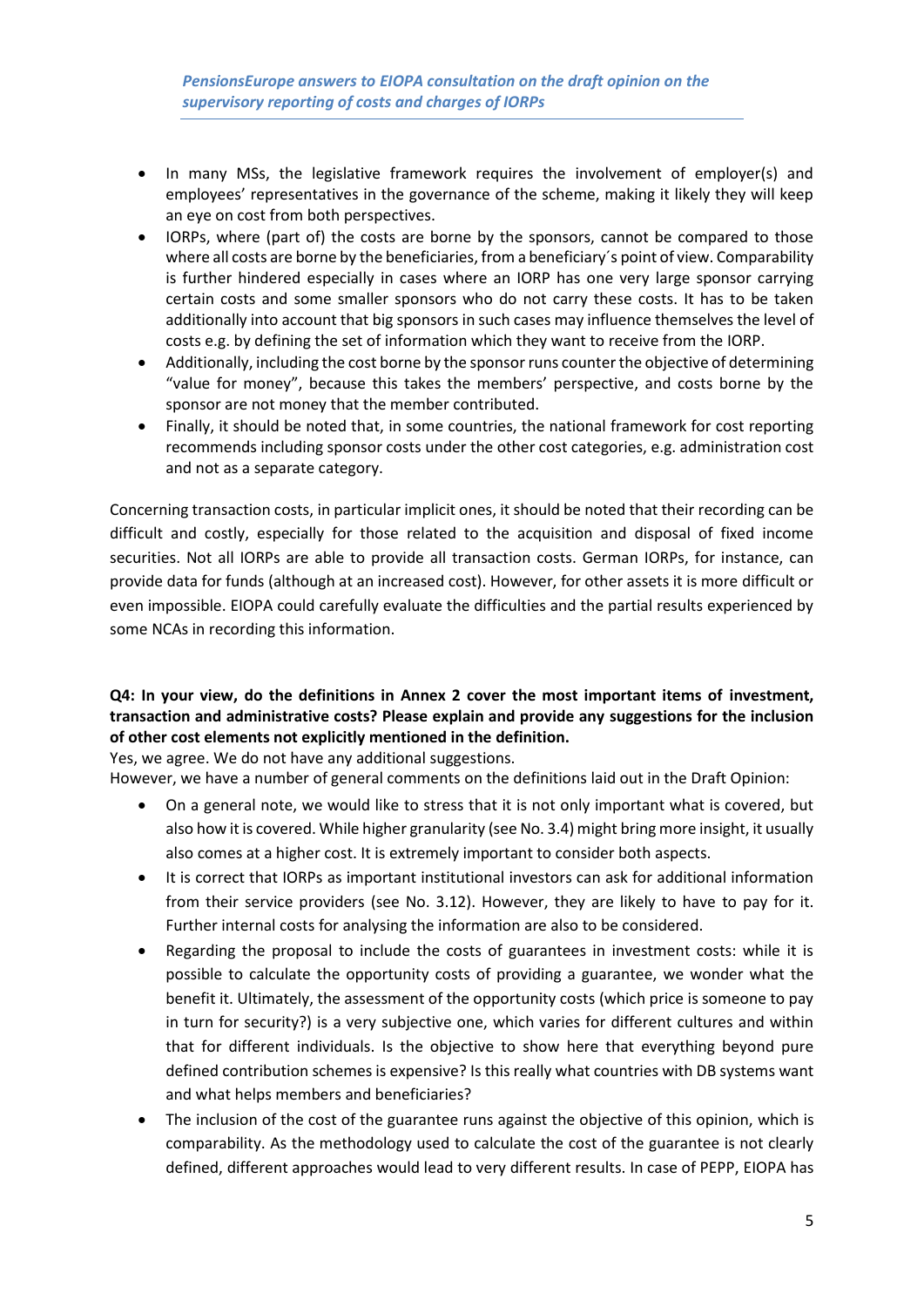- In many MSs, the legislative framework requires the involvement of employer(s) and employees' representatives in the governance of the scheme, making it likely they will keep an eye on cost from both perspectives.
- IORPs, where (part of) the costs are borne by the sponsors, cannot be compared to those where all costs are borne by the beneficiaries, from a beneficiary´s point of view. Comparability is further hindered especially in cases where an IORP has one very large sponsor carrying certain costs and some smaller sponsors who do not carry these costs. It has to be taken additionally into account that big sponsors in such cases may influence themselves the level of costs e.g. by defining the set of information which they want to receive from the IORP.
- Additionally, including the cost borne by the sponsor runs counter the objective of determining "value for money", because this takes the members' perspective, and costs borne by the sponsor are not money that the member contributed.
- Finally, it should be noted that, in some countries, the national framework for cost reporting recommends including sponsor costs under the other cost categories, e.g. administration cost and not as a separate category.

Concerning transaction costs, in particular implicit ones, it should be noted that their recording can be difficult and costly, especially for those related to the acquisition and disposal of fixed income securities. Not all IORPs are able to provide all transaction costs. German IORPs, for instance, can provide data for funds (although at an increased cost). However, for other assets it is more difficult or even impossible. EIOPA could carefully evaluate the difficulties and the partial results experienced by some NCAs in recording this information.

**Q4: In your view, do the definitions in Annex 2 cover the most important items of investment, transaction and administrative costs? Please explain and provide any suggestions for the inclusion of other cost elements not explicitly mentioned in the definition.**

Yes, we agree. We do not have any additional suggestions.

However, we have a number of general comments on the definitions laid out in the Draft Opinion:

- On a general note, we would like to stress that it is not only important what is covered, but also how it is covered. While higher granularity (see No. 3.4) might bring more insight, it usually also comes at a higher cost. It is extremely important to consider both aspects.
- It is correct that IORPs as important institutional investors can ask for additional information from their service providers (see No. 3.12). However, they are likely to have to pay for it. Further internal costs for analysing the information are also to be considered.
- Regarding the proposal to include the costs of guarantees in investment costs: while it is possible to calculate the opportunity costs of providing a guarantee, we wonder what the benefit it. Ultimately, the assessment of the opportunity costs (which price is someone to pay in turn for security?) is a very subjective one, which varies for different cultures and within that for different individuals. Is the objective to show here that everything beyond pure defined contribution schemes is expensive? Is this really what countries with DB systems want and what helps members and beneficiaries?
- The inclusion of the cost of the guarantee runs against the objective of this opinion, which is comparability. As the methodology used to calculate the cost of the guarantee is not clearly defined, different approaches would lead to very different results. In case of PEPP, EIOPA has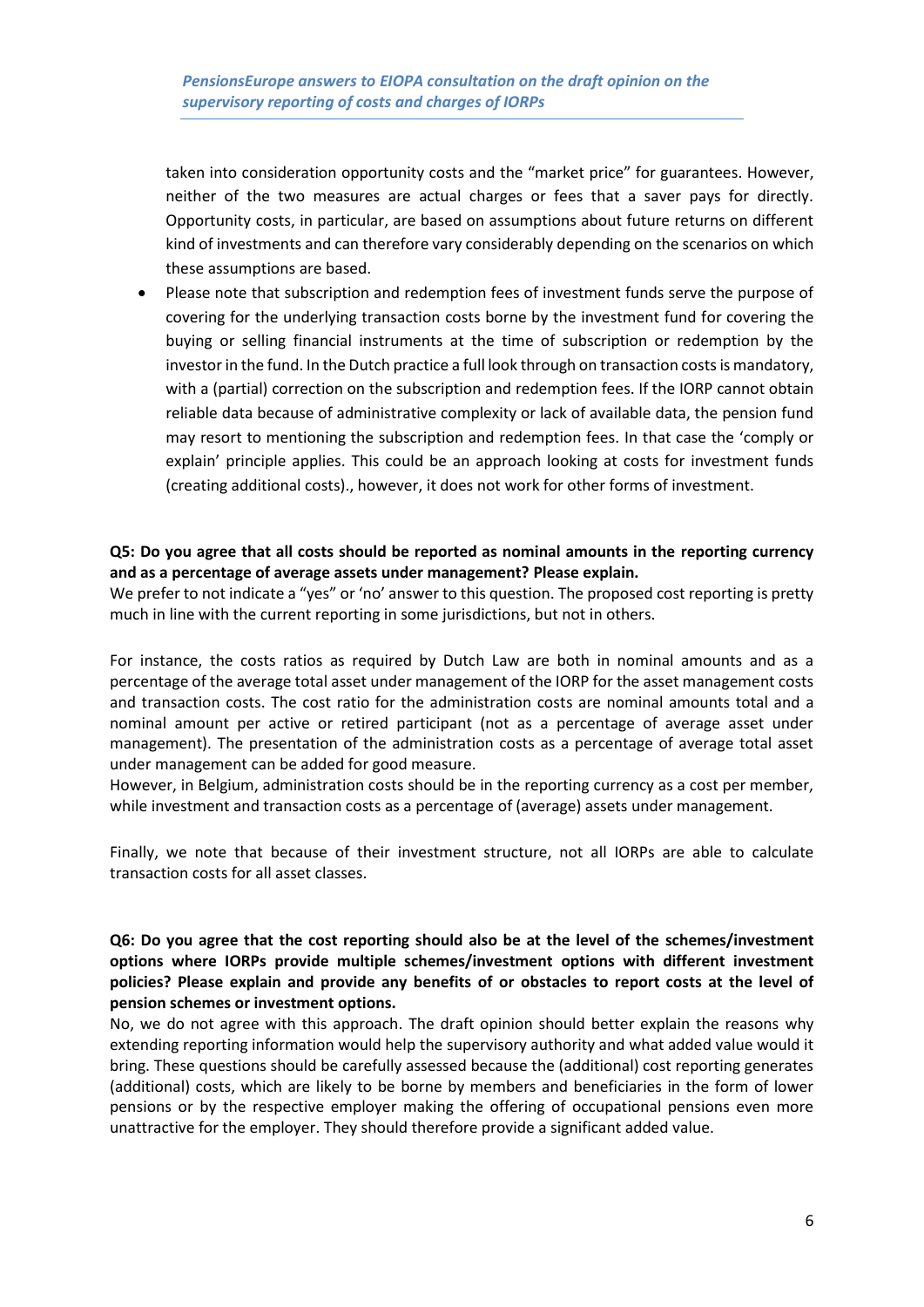taken into consideration opportunity costs and the "market price" for guarantees. However, neither of the two measures are actual charges or fees that a saver pays for directly. Opportunity costs, in particular, are based on assumptions about future returns on different kind of investments and can therefore vary considerably depending on the scenarios on which these assumptions are based.

- Please note that subscription and redemption fees of investment funds serve the purpose of covering for the underlying transaction costs borne by the investment fund for covering the buying or selling financial instruments at the time of subscription or redemption by the investor in the fund. In the Dutch practice a full look through on transaction costs is mandatory, with a (partial) correction on the subscription and redemption fees. If the IORP cannot obtain reliable data because of administrative complexity or lack of available data, the pension fund may resort to mentioning the subscription and redemption fees. In that case the 'comply or explain' principle applies. This could be an approach looking at costs for investment funds (creating additional costs)., however, it does not work for other forms of investment.

**Q5: Do you agree that all costs should be reported as nominal amounts in the reporting currency and as a percentage of average assets under management? Please explain.**

We prefer to not indicate a "yes" or 'no' answer to this question. The proposed cost reporting is pretty much in line with the current reporting in some jurisdictions, but not in others.

For instance, the costs ratios as required by Dutch Law are both in nominal amounts and as a percentage of the average total asset under management of the IORP for the asset management costs and transaction costs. The cost ratio for the administration costs are nominal amounts total and a nominal amount per active or retired participant (not as a percentage of average asset under management). The presentation of the administration costs as a percentage of average total asset under management can be added for good measure.

However, in Belgium, administration costs should be in the reporting currency as a cost per member, while investment and transaction costs as a percentage of (average) assets under management.

Finally, we note that because of their investment structure, not all IORPs are able to calculate transaction costs for all asset classes.

**Q6: Do you agree that the cost reporting should also be at the level of the schemes/investment options where IORPs provide multiple schemes/investment options with different investment policies? Please explain and provide any benefits of or obstacles to report costs at the level of pension schemes or investment options.**

No, we do not agree with this approach. The draft opinion should better explain the reasons why extending reporting information would help the supervisory authority and what added value would it bring. These questions should be carefully assessed because the (additional) cost reporting generates (additional) costs, which are likely to be borne by members and beneficiaries in the form of lower pensions or by the respective employer making the offering of occupational pensions even more unattractive for the employer. They should therefore provide a significant added value.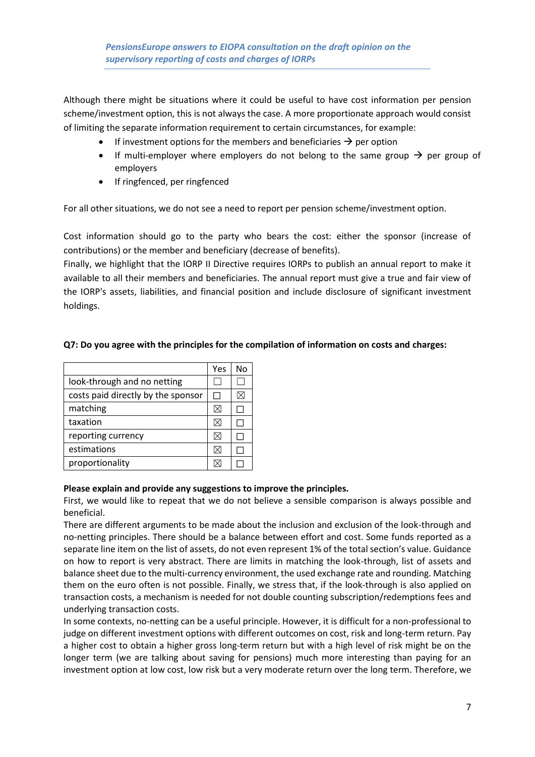Although there might be situations where it could be useful to have cost information per pension scheme/investment option, this is not always the case. A more proportionate approach would consist of limiting the separate information requirement to certain circumstances, for example:

- If investment options for the members and beneficiaries → per option
- If multi-employer where employers do not belong to the same group → per group of employers
- If ringfenced, per ringfenced

For all other situations, we do not see a need to report per pension scheme/investment option.

Cost information should go to the party who bears the cost: either the sponsor (increase of contributions) or the member and beneficiary (decrease of benefits).
Finally, we highlight that the IORP II Directive requires IORPs to publish an annual report to make it available to all their members and beneficiaries. The annual report must give a true and fair view of the IORP's assets, liabilities, and financial position and include disclosure of significant investment holdings.

**Q7: Do you agree with the principles for the compilation of information on costs and charges:**

| | Yes | No |
|---|---|---|
| look-through and no netting | ☐ | ☐ |
| costs paid directly by the sponsor | ☐ | ☒ |
| matching | ☒ | ☐ |
| taxation | ☒ | ☐ |
| reporting currency | ☒ | ☐ |
| estimations | ☒ | ☐ |
| proportionality | ☒ | ☐ |

**Please explain and provide any suggestions to improve the principles.**
First, we would like to repeat that we do not believe a sensible comparison is always possible and beneficial.
There are different arguments to be made about the inclusion and exclusion of the look-through and no-netting principles. There should be a balance between effort and cost. Some funds reported as a separate line item on the list of assets, do not even represent 1% of the total section's value. Guidance on how to report is very abstract. There are limits in matching the look-through, list of assets and balance sheet due to the multi-currency environment, the used exchange rate and rounding. Matching them on the euro often is not possible. Finally, we stress that, if the look-through is also applied on transaction costs, a mechanism is needed for not double counting subscription/redemptions fees and underlying transaction costs.
In some contexts, no-netting can be a useful principle. However, it is difficult for a non-professional to judge on different investment options with different outcomes on cost, risk and long-term return. Pay a higher cost to obtain a higher gross long-term return but with a high level of risk might be on the longer term (we are talking about saving for pensions) much more interesting than paying for an investment option at low cost, low risk but a very moderate return over the long term. Therefore, we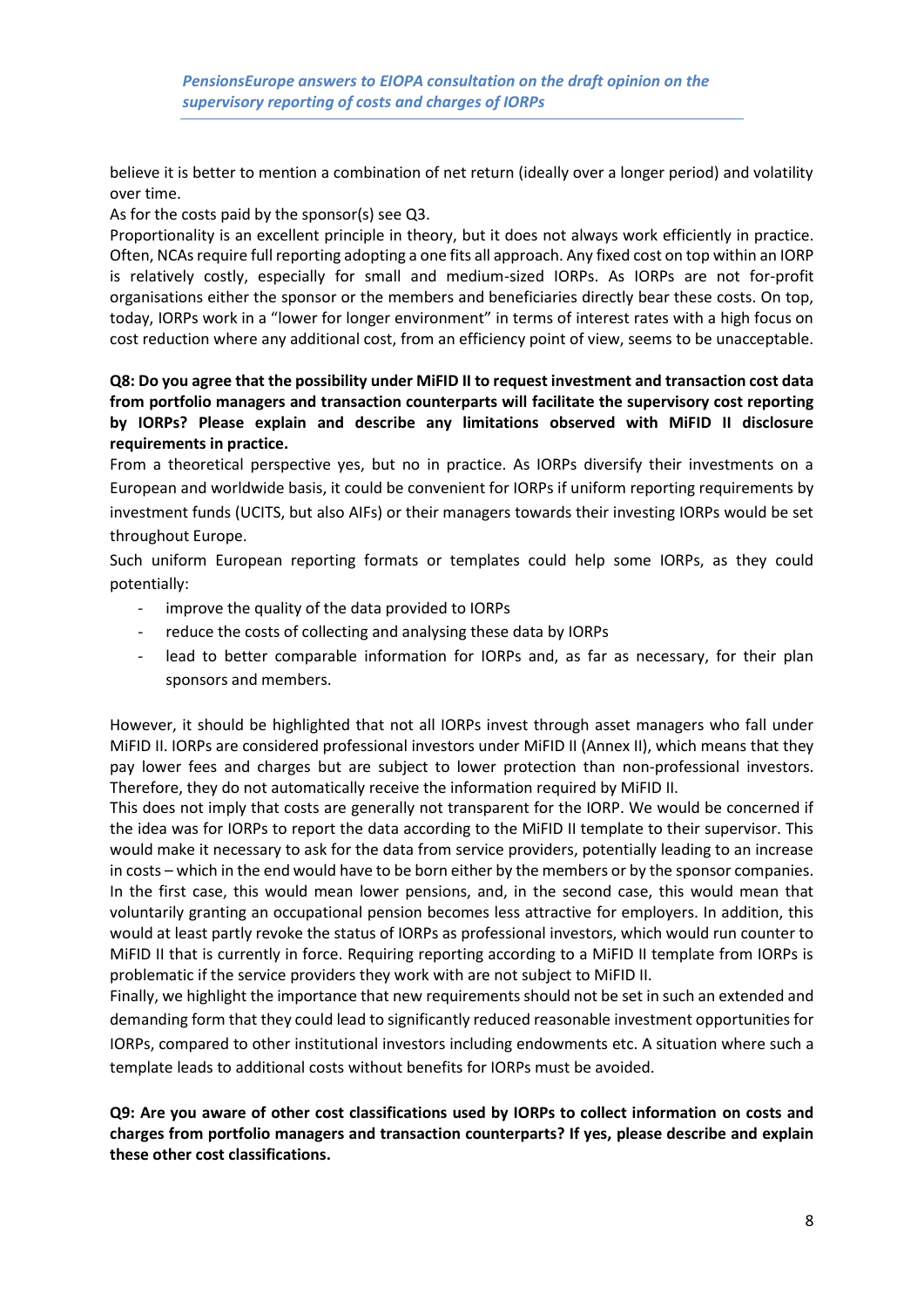believe it is better to mention a combination of net return (ideally over a longer period) and volatility over time.

As for the costs paid by the sponsor(s) see Q3.

Proportionality is an excellent principle in theory, but it does not always work efficiently in practice. Often, NCAs require full reporting adopting a one fits all approach. Any fixed cost on top within an IORP is relatively costly, especially for small and medium-sized IORPs. As IORPs are not for-profit organisations either the sponsor or the members and beneficiaries directly bear these costs. On top, today, IORPs work in a "lower for longer environment" in terms of interest rates with a high focus on cost reduction where any additional cost, from an efficiency point of view, seems to be unacceptable.

**Q8: Do you agree that the possibility under MiFID II to request investment and transaction cost data from portfolio managers and transaction counterparts will facilitate the supervisory cost reporting by IORPs? Please explain and describe any limitations observed with MiFID II disclosure requirements in practice.**

From a theoretical perspective yes, but no in practice. As IORPs diversify their investments on a European and worldwide basis, it could be convenient for IORPs if uniform reporting requirements by investment funds (UCITS, but also AIFs) or their managers towards their investing IORPs would be set throughout Europe.

Such uniform European reporting formats or templates could help some IORPs, as they could potentially:

- improve the quality of the data provided to IORPs
- reduce the costs of collecting and analysing these data by IORPs
- lead to better comparable information for IORPs and, as far as necessary, for their plan sponsors and members.

However, it should be highlighted that not all IORPs invest through asset managers who fall under MiFID II. IORPs are considered professional investors under MiFID II (Annex II), which means that they pay lower fees and charges but are subject to lower protection than non-professional investors. Therefore, they do not automatically receive the information required by MiFID II.

This does not imply that costs are generally not transparent for the IORP. We would be concerned if the idea was for IORPs to report the data according to the MiFID II template to their supervisor. This would make it necessary to ask for the data from service providers, potentially leading to an increase in costs – which in the end would have to be born either by the members or by the sponsor companies. In the first case, this would mean lower pensions, and, in the second case, this would mean that voluntarily granting an occupational pension becomes less attractive for employers. In addition, this would at least partly revoke the status of IORPs as professional investors, which would run counter to MiFID II that is currently in force. Requiring reporting according to a MiFID II template from IORPs is problematic if the service providers they work with are not subject to MiFID II.

Finally, we highlight the importance that new requirements should not be set in such an extended and demanding form that they could lead to significantly reduced reasonable investment opportunities for IORPs, compared to other institutional investors including endowments etc. A situation where such a template leads to additional costs without benefits for IORPs must be avoided.

**Q9: Are you aware of other cost classifications used by IORPs to collect information on costs and charges from portfolio managers and transaction counterparts? If yes, please describe and explain these other cost classifications.**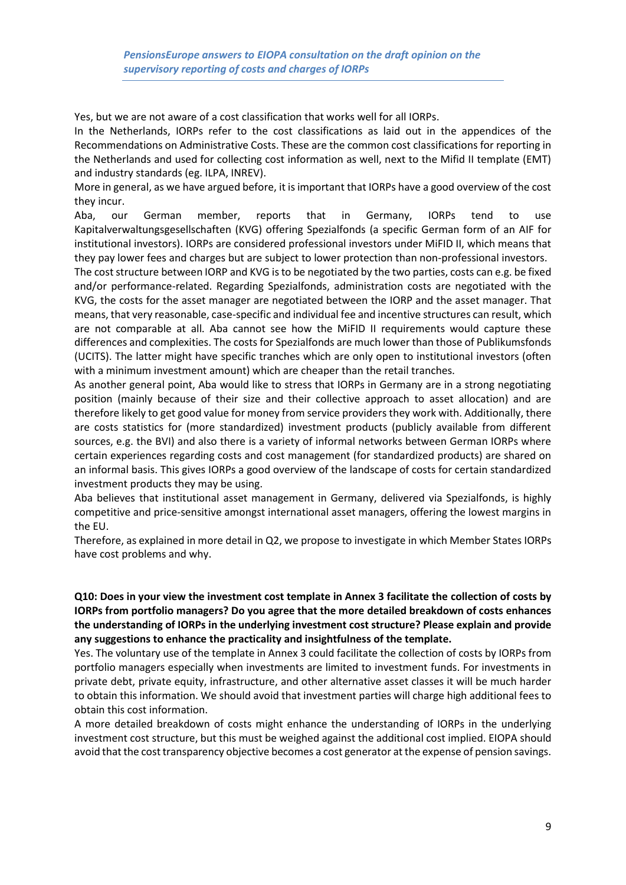Yes, but we are not aware of a cost classification that works well for all IORPs.

In the Netherlands, IORPs refer to the cost classifications as laid out in the appendices of the Recommendations on Administrative Costs. These are the common cost classifications for reporting in the Netherlands and used for collecting cost information as well, next to the Mifid II template (EMT) and industry standards (eg. ILPA, INREV).

More in general, as we have argued before, it is important that IORPs have a good overview of the cost they incur.

Aba, our German member, reports that in Germany, IORPs tend to use Kapitalverwaltungsgesellschaften (KVG) offering Spezialfonds (a specific German form of an AIF for institutional investors). IORPs are considered professional investors under MiFID II, which means that they pay lower fees and charges but are subject to lower protection than non-professional investors.

The cost structure between IORP and KVG is to be negotiated by the two parties, costs can e.g. be fixed and/or performance-related. Regarding Spezialfonds, administration costs are negotiated with the KVG, the costs for the asset manager are negotiated between the IORP and the asset manager. That means, that very reasonable, case-specific and individual fee and incentive structures can result, which are not comparable at all. Aba cannot see how the MiFID II requirements would capture these differences and complexities. The costs for Spezialfonds are much lower than those of Publikumsfonds (UCITS). The latter might have specific tranches which are only open to institutional investors (often with a minimum investment amount) which are cheaper than the retail tranches.

As another general point, Aba would like to stress that IORPs in Germany are in a strong negotiating position (mainly because of their size and their collective approach to asset allocation) and are therefore likely to get good value for money from service providers they work with. Additionally, there are costs statistics for (more standardized) investment products (publicly available from different sources, e.g. the BVI) and also there is a variety of informal networks between German IORPs where certain experiences regarding costs and cost management (for standardized products) are shared on an informal basis. This gives IORPs a good overview of the landscape of costs for certain standardized investment products they may be using.

Aba believes that institutional asset management in Germany, delivered via Spezialfonds, is highly competitive and price-sensitive amongst international asset managers, offering the lowest margins in the EU.

Therefore, as explained in more detail in Q2, we propose to investigate in which Member States IORPs have cost problems and why.

**Q10: Does in your view the investment cost template in Annex 3 facilitate the collection of costs by IORPs from portfolio managers? Do you agree that the more detailed breakdown of costs enhances the understanding of IORPs in the underlying investment cost structure? Please explain and provide any suggestions to enhance the practicality and insightfulness of the template.**

Yes. The voluntary use of the template in Annex 3 could facilitate the collection of costs by IORPs from portfolio managers especially when investments are limited to investment funds. For investments in private debt, private equity, infrastructure, and other alternative asset classes it will be much harder to obtain this information. We should avoid that investment parties will charge high additional fees to obtain this cost information.

A more detailed breakdown of costs might enhance the understanding of IORPs in the underlying investment cost structure, but this must be weighed against the additional cost implied. EIOPA should avoid that the cost transparency objective becomes a cost generator at the expense of pension savings.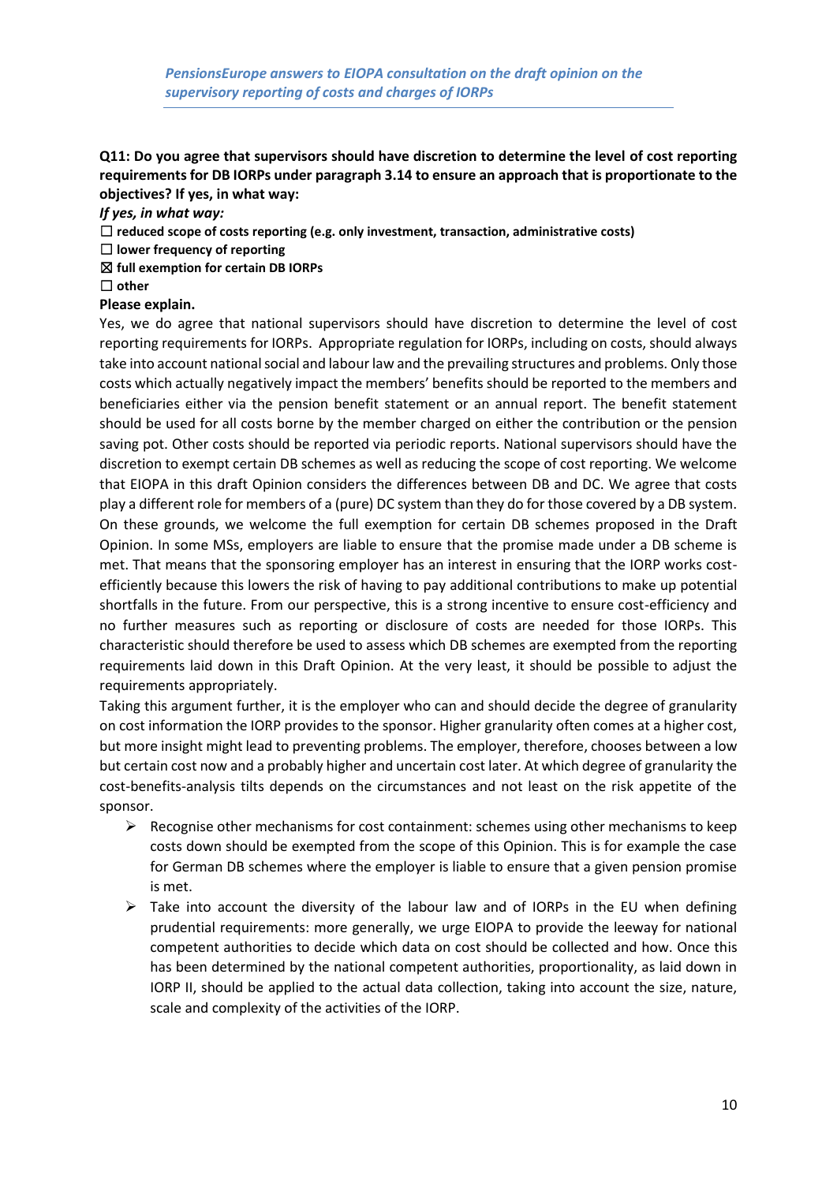**Q11: Do you agree that supervisors should have discretion to determine the level of cost reporting requirements for DB IORPs under paragraph 3.14 to ensure an approach that is proportionate to the objectives? If yes, in what way:**

***If yes, in what way:***

☐ **reduced scope of costs reporting (e.g. only investment, transaction, administrative costs)**

☐ **lower frequency of reporting**

☒ **full exemption for certain DB IORPs**

☐ **other**

**Please explain.**

Yes, we do agree that national supervisors should have discretion to determine the level of cost reporting requirements for IORPs. Appropriate regulation for IORPs, including on costs, should always take into account national social and labour law and the prevailing structures and problems. Only those costs which actually negatively impact the members' benefits should be reported to the members and beneficiaries either via the pension benefit statement or an annual report. The benefit statement should be used for all costs borne by the member charged on either the contribution or the pension saving pot. Other costs should be reported via periodic reports. National supervisors should have the discretion to exempt certain DB schemes as well as reducing the scope of cost reporting. We welcome that EIOPA in this draft Opinion considers the differences between DB and DC. We agree that costs play a different role for members of a (pure) DC system than they do for those covered by a DB system. On these grounds, we welcome the full exemption for certain DB schemes proposed in the Draft Opinion. In some MSs, employers are liable to ensure that the promise made under a DB scheme is met. That means that the sponsoring employer has an interest in ensuring that the IORP works cost-efficiently because this lowers the risk of having to pay additional contributions to make up potential shortfalls in the future. From our perspective, this is a strong incentive to ensure cost-efficiency and no further measures such as reporting or disclosure of costs are needed for those IORPs. This characteristic should therefore be used to assess which DB schemes are exempted from the reporting requirements laid down in this Draft Opinion. At the very least, it should be possible to adjust the requirements appropriately.

Taking this argument further, it is the employer who can and should decide the degree of granularity on cost information the IORP provides to the sponsor. Higher granularity often comes at a higher cost, but more insight might lead to preventing problems. The employer, therefore, chooses between a low but certain cost now and a probably higher and uncertain cost later. At which degree of granularity the cost-benefits-analysis tilts depends on the circumstances and not least on the risk appetite of the sponsor.

- Recognise other mechanisms for cost containment: schemes using other mechanisms to keep costs down should be exempted from the scope of this Opinion. This is for example the case for German DB schemes where the employer is liable to ensure that a given pension promise is met.
- Take into account the diversity of the labour law and of IORPs in the EU when defining prudential requirements: more generally, we urge EIOPA to provide the leeway for national competent authorities to decide which data on cost should be collected and how. Once this has been determined by the national competent authorities, proportionality, as laid down in IORP II, should be applied to the actual data collection, taking into account the size, nature, scale and complexity of the activities of the IORP.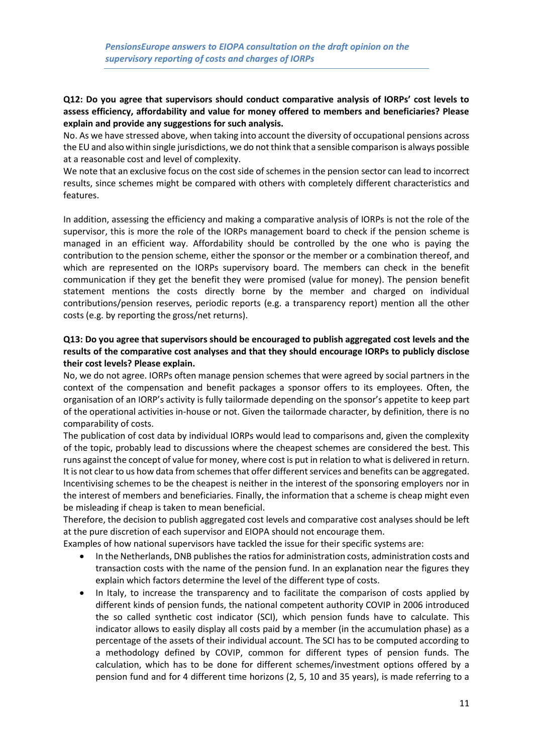**Q12: Do you agree that supervisors should conduct comparative analysis of IORPs' cost levels to assess efficiency, affordability and value for money offered to members and beneficiaries? Please explain and provide any suggestions for such analysis.**

No. As we have stressed above, when taking into account the diversity of occupational pensions across the EU and also within single jurisdictions, we do not think that a sensible comparison is always possible at a reasonable cost and level of complexity.

We note that an exclusive focus on the cost side of schemes in the pension sector can lead to incorrect results, since schemes might be compared with others with completely different characteristics and features.

In addition, assessing the efficiency and making a comparative analysis of IORPs is not the role of the supervisor, this is more the role of the IORPs management board to check if the pension scheme is managed in an efficient way. Affordability should be controlled by the one who is paying the contribution to the pension scheme, either the sponsor or the member or a combination thereof, and which are represented on the IORPs supervisory board. The members can check in the benefit communication if they get the benefit they were promised (value for money). The pension benefit statement mentions the costs directly borne by the member and charged on individual contributions/pension reserves, periodic reports (e.g. a transparency report) mention all the other costs (e.g. by reporting the gross/net returns).

**Q13: Do you agree that supervisors should be encouraged to publish aggregated cost levels and the results of the comparative cost analyses and that they should encourage IORPs to publicly disclose their cost levels? Please explain.**

No, we do not agree. IORPs often manage pension schemes that were agreed by social partners in the context of the compensation and benefit packages a sponsor offers to its employees. Often, the organisation of an IORP's activity is fully tailormade depending on the sponsor's appetite to keep part of the operational activities in-house or not. Given the tailormade character, by definition, there is no comparability of costs.

The publication of cost data by individual IORPs would lead to comparisons and, given the complexity of the topic, probably lead to discussions where the cheapest schemes are considered the best. This runs against the concept of value for money, where cost is put in relation to what is delivered in return. It is not clear to us how data from schemes that offer different services and benefits can be aggregated. Incentivising schemes to be the cheapest is neither in the interest of the sponsoring employers nor in the interest of members and beneficiaries. Finally, the information that a scheme is cheap might even be misleading if cheap is taken to mean beneficial.

Therefore, the decision to publish aggregated cost levels and comparative cost analyses should be left at the pure discretion of each supervisor and EIOPA should not encourage them.

Examples of how national supervisors have tackled the issue for their specific systems are:

- In the Netherlands, DNB publishes the ratios for administration costs, administration costs and transaction costs with the name of the pension fund. In an explanation near the figures they explain which factors determine the level of the different type of costs.
- In Italy, to increase the transparency and to facilitate the comparison of costs applied by different kinds of pension funds, the national competent authority COVIP in 2006 introduced the so called synthetic cost indicator (SCI), which pension funds have to calculate. This indicator allows to easily display all costs paid by a member (in the accumulation phase) as a percentage of the assets of their individual account. The SCI has to be computed according to a methodology defined by COVIP, common for different types of pension funds. The calculation, which has to be done for different schemes/investment options offered by a pension fund and for 4 different time horizons (2, 5, 10 and 35 years), is made referring to a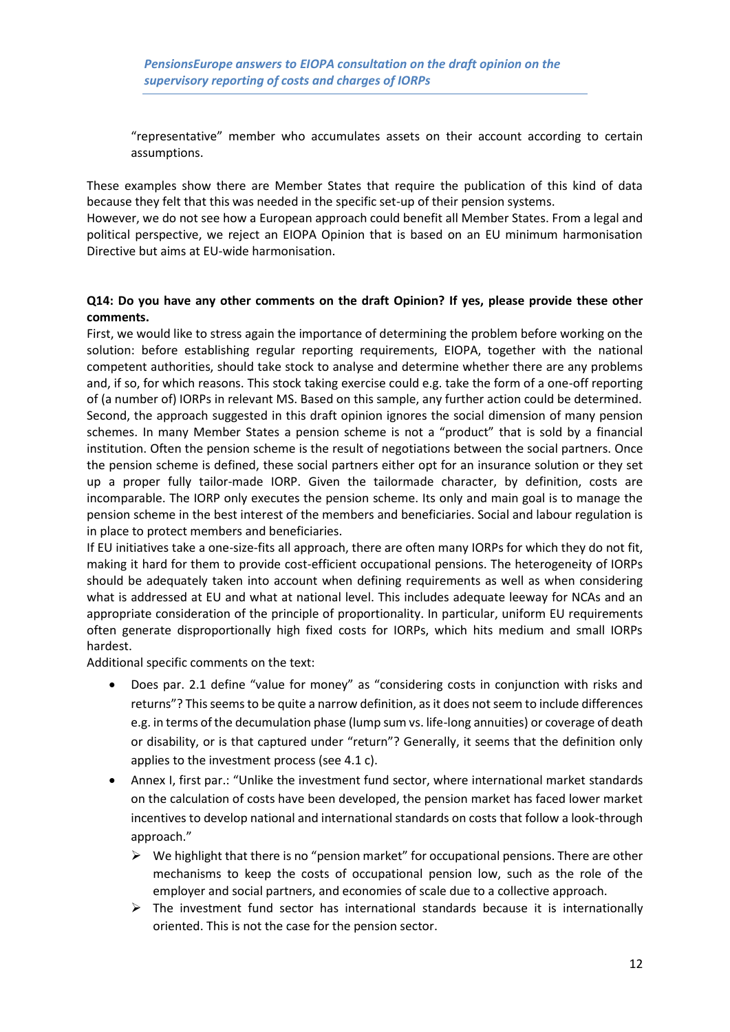"representative" member who accumulates assets on their account according to certain assumptions.

These examples show there are Member States that require the publication of this kind of data because they felt that this was needed in the specific set-up of their pension systems.
However, we do not see how a European approach could benefit all Member States. From a legal and political perspective, we reject an EIOPA Opinion that is based on an EU minimum harmonisation Directive but aims at EU-wide harmonisation.

**Q14: Do you have any other comments on the draft Opinion? If yes, please provide these other comments.**

First, we would like to stress again the importance of determining the problem before working on the solution: before establishing regular reporting requirements, EIOPA, together with the national competent authorities, should take stock to analyse and determine whether there are any problems and, if so, for which reasons. This stock taking exercise could e.g. take the form of a one-off reporting of (a number of) IORPs in relevant MS. Based on this sample, any further action could be determined.
Second, the approach suggested in this draft opinion ignores the social dimension of many pension schemes. In many Member States a pension scheme is not a "product" that is sold by a financial institution. Often the pension scheme is the result of negotiations between the social partners. Once the pension scheme is defined, these social partners either opt for an insurance solution or they set up a proper fully tailor-made IORP. Given the tailormade character, by definition, costs are incomparable. The IORP only executes the pension scheme. Its only and main goal is to manage the pension scheme in the best interest of the members and beneficiaries. Social and labour regulation is in place to protect members and beneficiaries.
If EU initiatives take a one-size-fits all approach, there are often many IORPs for which they do not fit, making it hard for them to provide cost-efficient occupational pensions. The heterogeneity of IORPs should be adequately taken into account when defining requirements as well as when considering what is addressed at EU and what at national level. This includes adequate leeway for NCAs and an appropriate consideration of the principle of proportionality. In particular, uniform EU requirements often generate disproportionally high fixed costs for IORPs, which hits medium and small IORPs hardest.
Additional specific comments on the text:

- Does par. 2.1 define "value for money" as "considering costs in conjunction with risks and returns"? This seems to be quite a narrow definition, as it does not seem to include differences e.g. in terms of the decumulation phase (lump sum vs. life-long annuities) or coverage of death or disability, or is that captured under "return"? Generally, it seems that the definition only applies to the investment process (see 4.1 c).
- Annex I, first par.: "Unlike the investment fund sector, where international market standards on the calculation of costs have been developed, the pension market has faced lower market incentives to develop national and international standards on costs that follow a look-through approach."
  - We highlight that there is no "pension market" for occupational pensions. There are other mechanisms to keep the costs of occupational pension low, such as the role of the employer and social partners, and economies of scale due to a collective approach.
  - The investment fund sector has international standards because it is internationally oriented. This is not the case for the pension sector.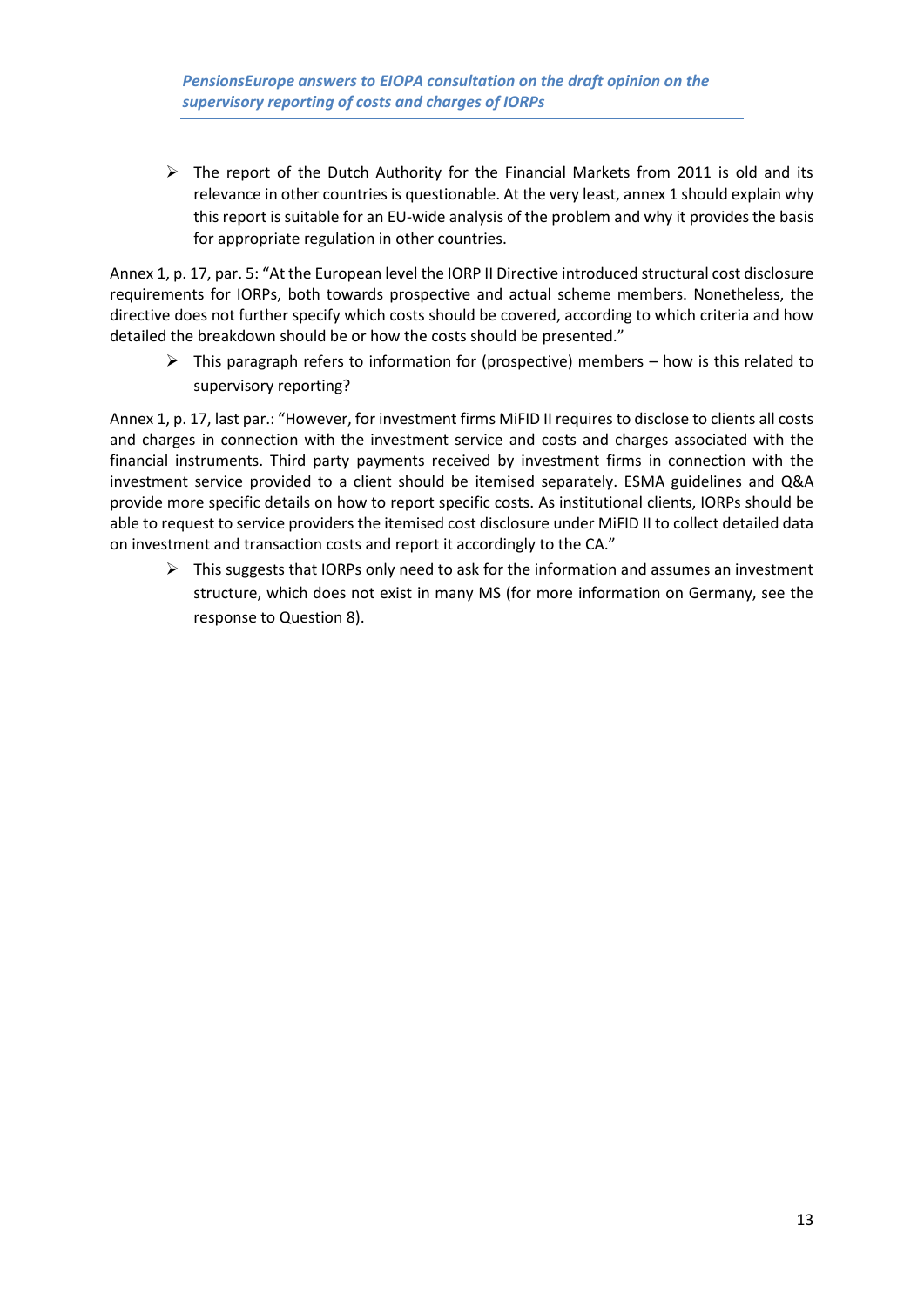- ➢ The report of the Dutch Authority for the Financial Markets from 2011 is old and its relevance in other countries is questionable. At the very least, annex 1 should explain why this report is suitable for an EU-wide analysis of the problem and why it provides the basis for appropriate regulation in other countries.

Annex 1, p. 17, par. 5: "At the European level the IORP II Directive introduced structural cost disclosure requirements for IORPs, both towards prospective and actual scheme members. Nonetheless, the directive does not further specify which costs should be covered, according to which criteria and how detailed the breakdown should be or how the costs should be presented."

- ➢ This paragraph refers to information for (prospective) members – how is this related to supervisory reporting?

Annex 1, p. 17, last par.: "However, for investment firms MiFID II requires to disclose to clients all costs and charges in connection with the investment service and costs and charges associated with the financial instruments. Third party payments received by investment firms in connection with the investment service provided to a client should be itemised separately. ESMA guidelines and Q&A provide more specific details on how to report specific costs. As institutional clients, IORPs should be able to request to service providers the itemised cost disclosure under MiFID II to collect detailed data on investment and transaction costs and report it accordingly to the CA."

- ➢ This suggests that IORPs only need to ask for the information and assumes an investment structure, which does not exist in many MS (for more information on Germany, see the response to Question 8).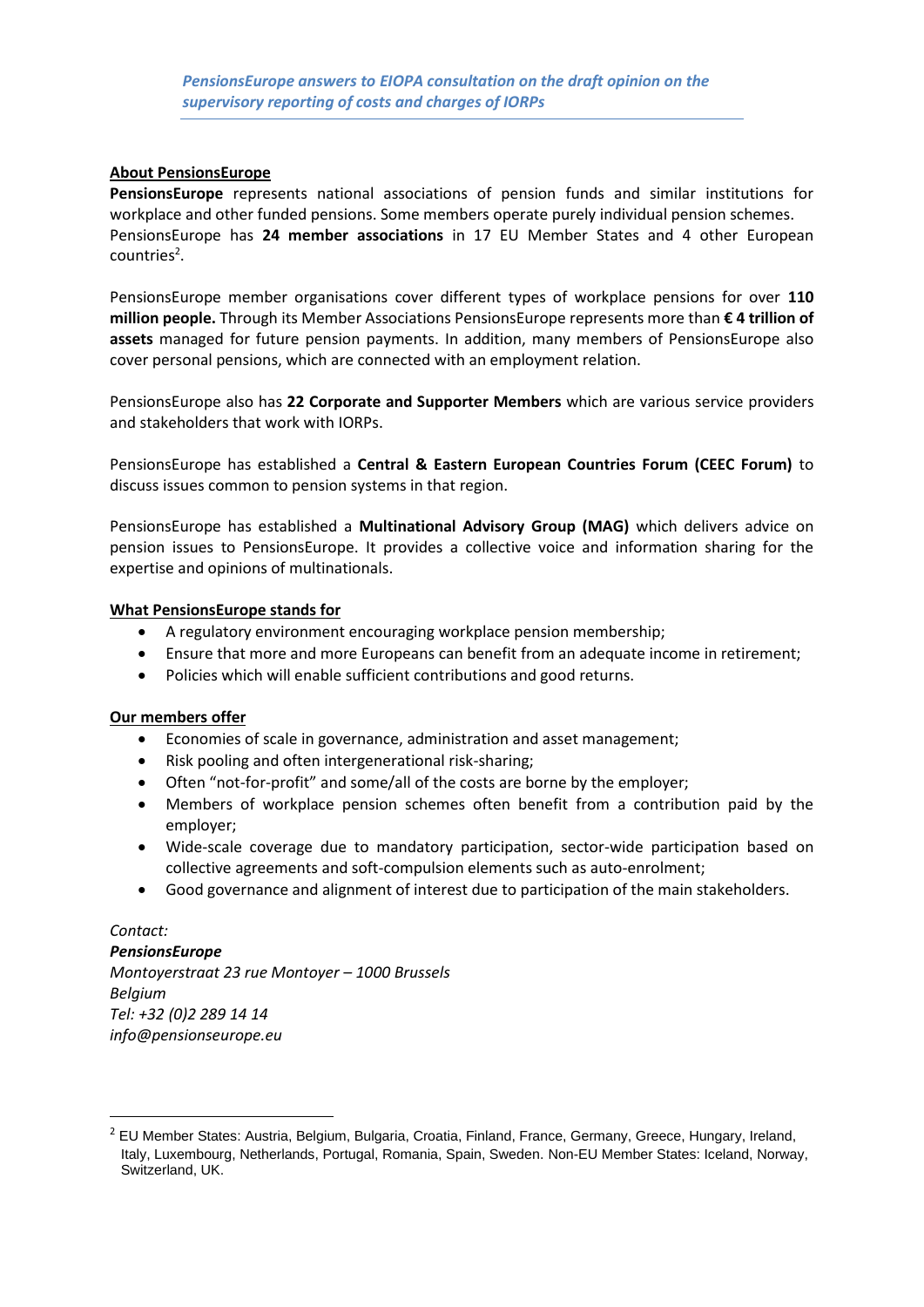*PensionsEurope answers to EIOPA consultation on the draft opinion on the supervisory reporting of costs and charges of IORPs*

**About PensionsEurope**

**PensionsEurope** represents national associations of pension funds and similar institutions for workplace and other funded pensions. Some members operate purely individual pension schemes. PensionsEurope has **24 member associations** in 17 EU Member States and 4 other European countries[2].

PensionsEurope member organisations cover different types of workplace pensions for over **110 million people.** Through its Member Associations PensionsEurope represents more than **€ 4 trillion of assets** managed for future pension payments. In addition, many members of PensionsEurope also cover personal pensions, which are connected with an employment relation.

PensionsEurope also has **22 Corporate and Supporter Members** which are various service providers and stakeholders that work with IORPs.

PensionsEurope has established a **Central & Eastern European Countries Forum (CEEC Forum)** to discuss issues common to pension systems in that region.

PensionsEurope has established a **Multinational Advisory Group (MAG)** which delivers advice on pension issues to PensionsEurope. It provides a collective voice and information sharing for the expertise and opinions of multinationals.

**What PensionsEurope stands for**

- A regulatory environment encouraging workplace pension membership;
- Ensure that more and more Europeans can benefit from an adequate income in retirement;
- Policies which will enable sufficient contributions and good returns.

**Our members offer**

- Economies of scale in governance, administration and asset management;
- Risk pooling and often intergenerational risk-sharing;
- Often "not-for-profit" and some/all of the costs are borne by the employer;
- Members of workplace pension schemes often benefit from a contribution paid by the employer;
- Wide-scale coverage due to mandatory participation, sector-wide participation based on collective agreements and soft-compulsion elements such as auto-enrolment;
- Good governance and alignment of interest due to participation of the main stakeholders.

*Contact:*
***PensionsEurope***
*Montoyerstraat 23 rue Montoyer – 1000 Brussels*
*Belgium*
*Tel: +32 (0)2 289 14 14*
*info@pensionseurope.eu*

[2] EU Member States: Austria, Belgium, Bulgaria, Croatia, Finland, France, Germany, Greece, Hungary, Ireland, Italy, Luxembourg, Netherlands, Portugal, Romania, Spain, Sweden. Non-EU Member States: Iceland, Norway, Switzerland, UK.